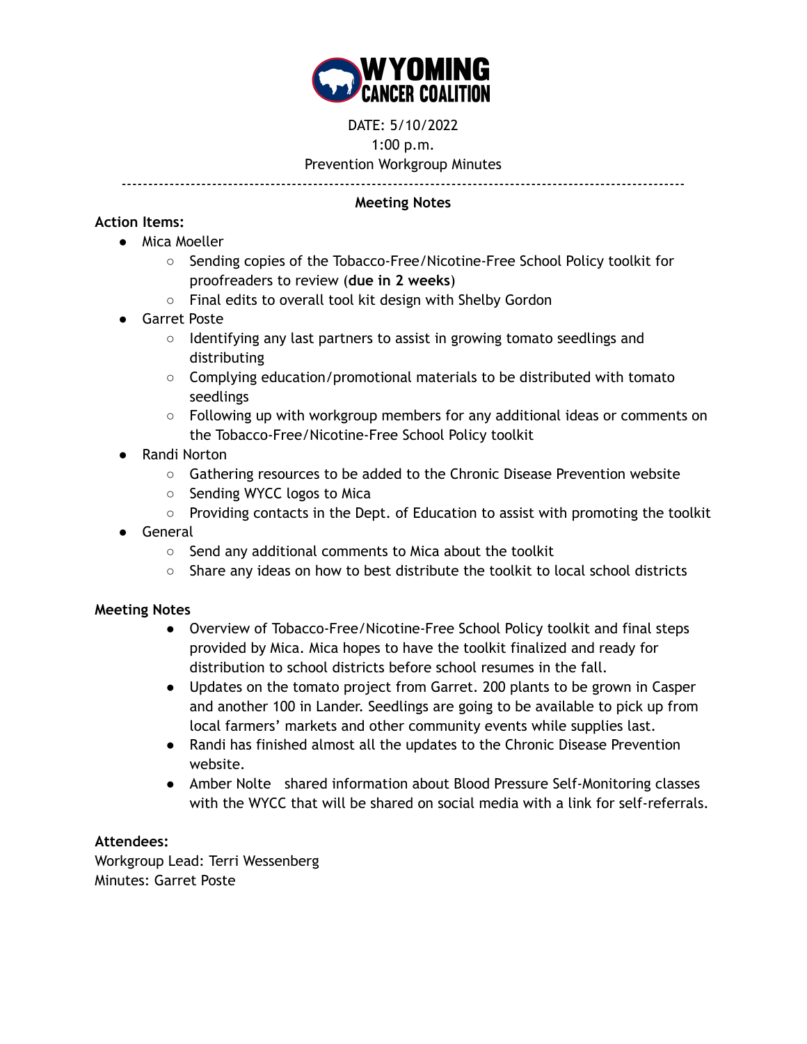# WYOMING CANCER COALITION

DATE: 5/10/2022

1:00 p.m.

Prevention Workgroup Minutes

---

**Meeting Notes**

**Action Items:**

- Mica Moeller
  - Sending copies of the Tobacco-Free/Nicotine-Free School Policy toolkit for proofreaders to review (**due in 2 weeks**)
  - Final edits to overall tool kit design with Shelby Gordon
- Garret Poste
  - Identifying any last partners to assist in growing tomato seedlings and distributing
  - Complying education/promotional materials to be distributed with tomato seedlings
  - Following up with workgroup members for any additional ideas or comments on the Tobacco-Free/Nicotine-Free School Policy toolkit
- Randi Norton
  - Gathering resources to be added to the Chronic Disease Prevention website
  - Sending WYCC logos to Mica
  - Providing contacts in the Dept. of Education to assist with promoting the toolkit
- General
  - Send any additional comments to Mica about the toolkit
  - Share any ideas on how to best distribute the toolkit to local school districts

**Meeting Notes**

- Overview of Tobacco-Free/Nicotine-Free School Policy toolkit and final steps provided by Mica. Mica hopes to have the toolkit finalized and ready for distribution to school districts before school resumes in the fall.
- Updates on the tomato project from Garret. 200 plants to be grown in Casper and another 100 in Lander. Seedlings are going to be available to pick up from local farmers' markets and other community events while supplies last.
- Randi has finished almost all the updates to the Chronic Disease Prevention website.
- Amber Nolte  shared information about Blood Pressure Self-Monitoring classes with the WYCC that will be shared on social media with a link for self-referrals.

**Attendees:**

Workgroup Lead: Terri Wessenberg

Minutes: Garret Poste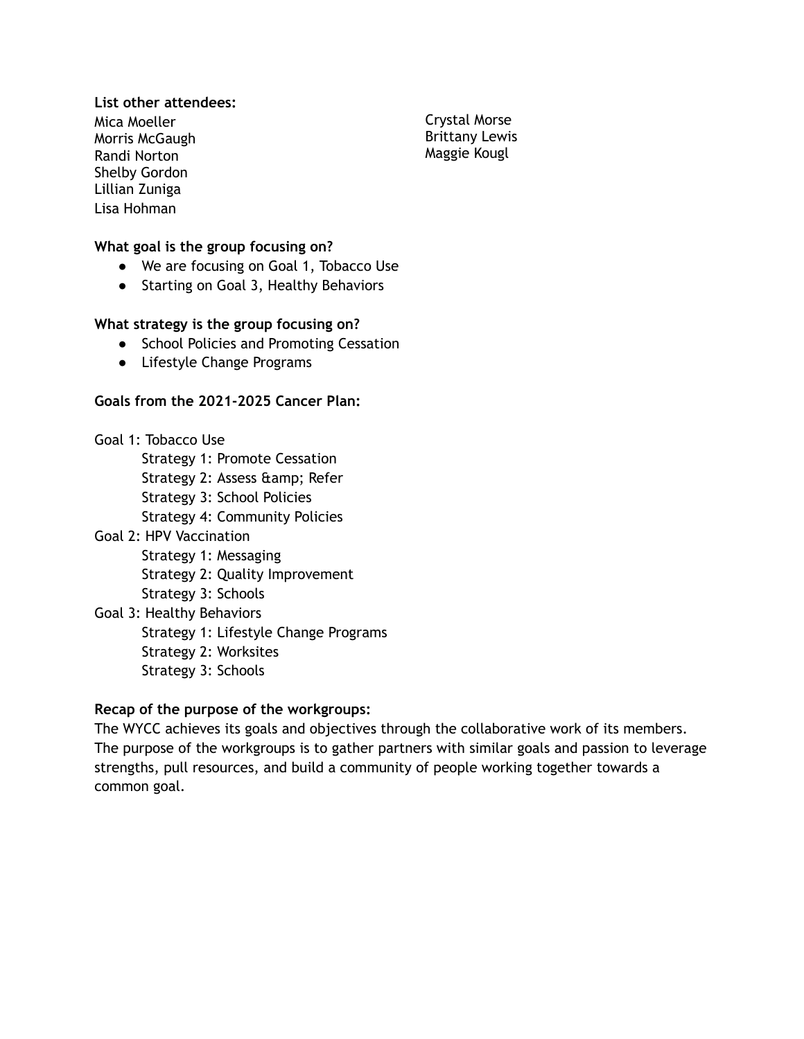**List other attendees:**

Mica Moeller
Morris McGaugh
Randi Norton
Shelby Gordon
Lillian Zuniga
Lisa Hohman
Crystal Morse
Brittany Lewis
Maggie Kougl

**What goal is the group focusing on?**

- We are focusing on Goal 1, Tobacco Use
- Starting on Goal 3, Healthy Behaviors

**What strategy is the group focusing on?**

- School Policies and Promoting Cessation
- Lifestyle Change Programs

**Goals from the 2021-2025 Cancer Plan:**

Goal 1: Tobacco Use
- Strategy 1: Promote Cessation
- Strategy 2: Assess &amp; Refer
- Strategy 3: School Policies
- Strategy 4: Community Policies

Goal 2: HPV Vaccination
- Strategy 1: Messaging
- Strategy 2: Quality Improvement
- Strategy 3: Schools

Goal 3: Healthy Behaviors
- Strategy 1: Lifestyle Change Programs
- Strategy 2: Worksites
- Strategy 3: Schools

**Recap of the purpose of the workgroups:**

The WYCC achieves its goals and objectives through the collaborative work of its members. The purpose of the workgroups is to gather partners with similar goals and passion to leverage strengths, pull resources, and build a community of people working together towards a common goal.